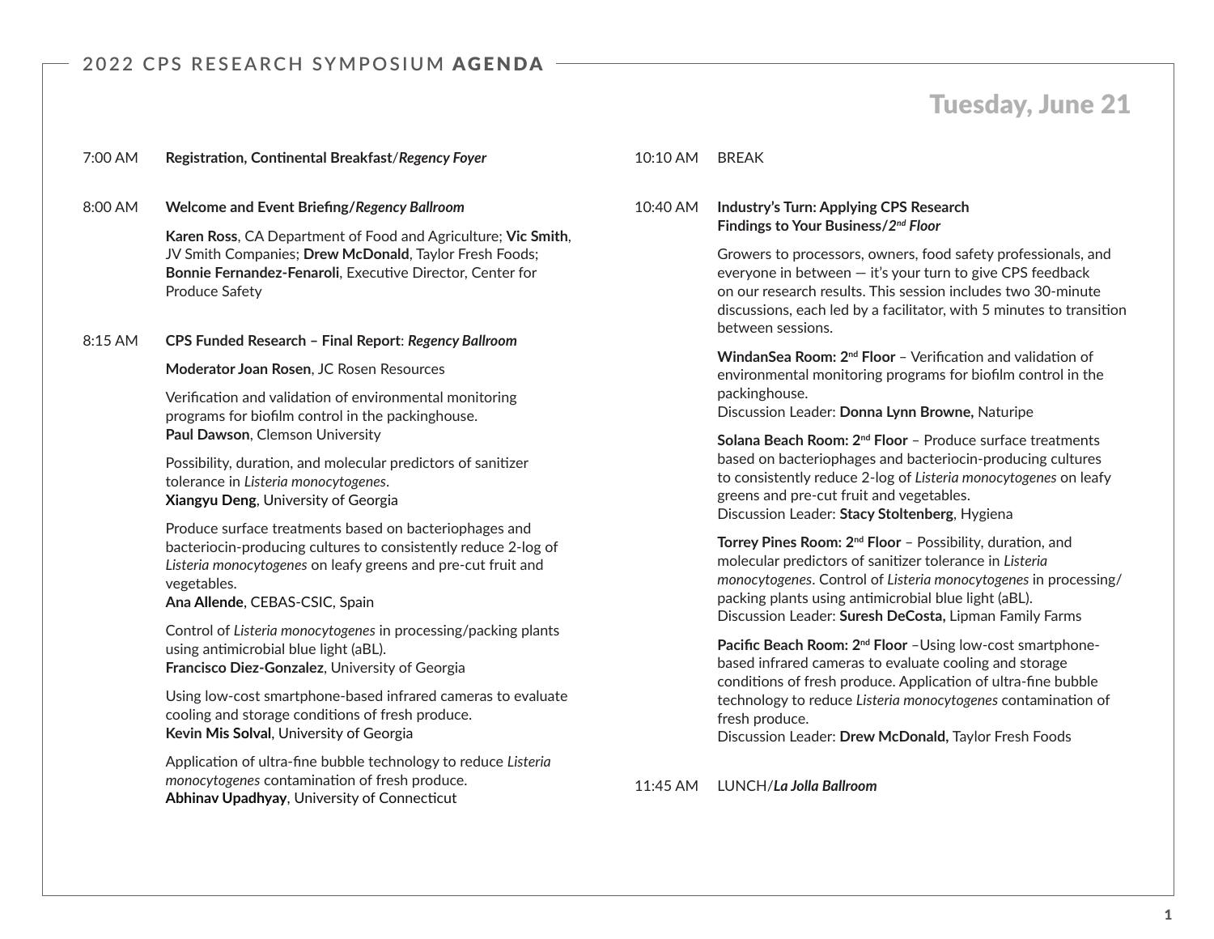# 2022 CPS RESEARCH SYMPOSIUM **AGENDA**

## Tuesday, June 21

7:00 AM **Registration, Continental Breakfast/*Regency Foyer***

8:00 AM **Welcome and Event Briefing/*Regency Ballroom***

**Karen Ross**, CA Department of Food and Agriculture; **Vic Smith**, JV Smith Companies; **Drew McDonald**, Taylor Fresh Foods; **Bonnie Fernandez-Fenaroli**, Executive Director, Center for Produce Safety

8:15 AM **CPS Funded Research – Final Report**: ***Regency Ballroom***

**Moderator Joan Rosen**, JC Rosen Resources

Verification and validation of environmental monitoring programs for biofilm control in the packinghouse.
**Paul Dawson**, Clemson University

Possibility, duration, and molecular predictors of sanitizer tolerance in *Listeria monocytogenes*.
**Xiangyu Deng**, University of Georgia

Produce surface treatments based on bacteriophages and bacteriocin-producing cultures to consistently reduce 2-log of *Listeria monocytogenes* on leafy greens and pre-cut fruit and vegetables.
**Ana Allende**, CEBAS-CSIC, Spain

Control of *Listeria monocytogenes* in processing/packing plants using antimicrobial blue light (aBL).
**Francisco Diez-Gonzalez**, University of Georgia

Using low-cost smartphone-based infrared cameras to evaluate cooling and storage conditions of fresh produce.
**Kevin Mis Solval**, University of Georgia

Application of ultra-fine bubble technology to reduce *Listeria monocytogenes* contamination of fresh produce.
**Abhinav Upadhyay**, University of Connecticut

10:10 AM BREAK

10:40 AM **Industry's Turn: Applying CPS Research Findings to Your Business/*2nd Floor***

Growers to processors, owners, food safety professionals, and everyone in between — it's your turn to give CPS feedback on our research results. This session includes two 30-minute discussions, each led by a facilitator, with 5 minutes to transition between sessions.

**WindanSea Room: 2nd Floor** – Verification and validation of environmental monitoring programs for biofilm control in the packinghouse.
Discussion Leader: **Donna Lynn Browne,** Naturipe

**Solana Beach Room: 2nd Floor** – Produce surface treatments based on bacteriophages and bacteriocin-producing cultures to consistently reduce 2-log of *Listeria monocytogenes* on leafy greens and pre-cut fruit and vegetables.
Discussion Leader: **Stacy Stoltenberg**, Hygiena

**Torrey Pines Room: 2nd Floor** – Possibility, duration, and molecular predictors of sanitizer tolerance in *Listeria monocytogenes*. Control of *Listeria monocytogenes* in processing/packing plants using antimicrobial blue light (aBL).
Discussion Leader: **Suresh DeCosta,** Lipman Family Farms

**Pacific Beach Room: 2nd Floor** –Using low-cost smartphone-based infrared cameras to evaluate cooling and storage conditions of fresh produce. Application of ultra-fine bubble technology to reduce *Listeria monocytogenes* contamination of fresh produce.
Discussion Leader: **Drew McDonald,** Taylor Fresh Foods

11:45 AM LUNCH/***La Jolla Ballroom***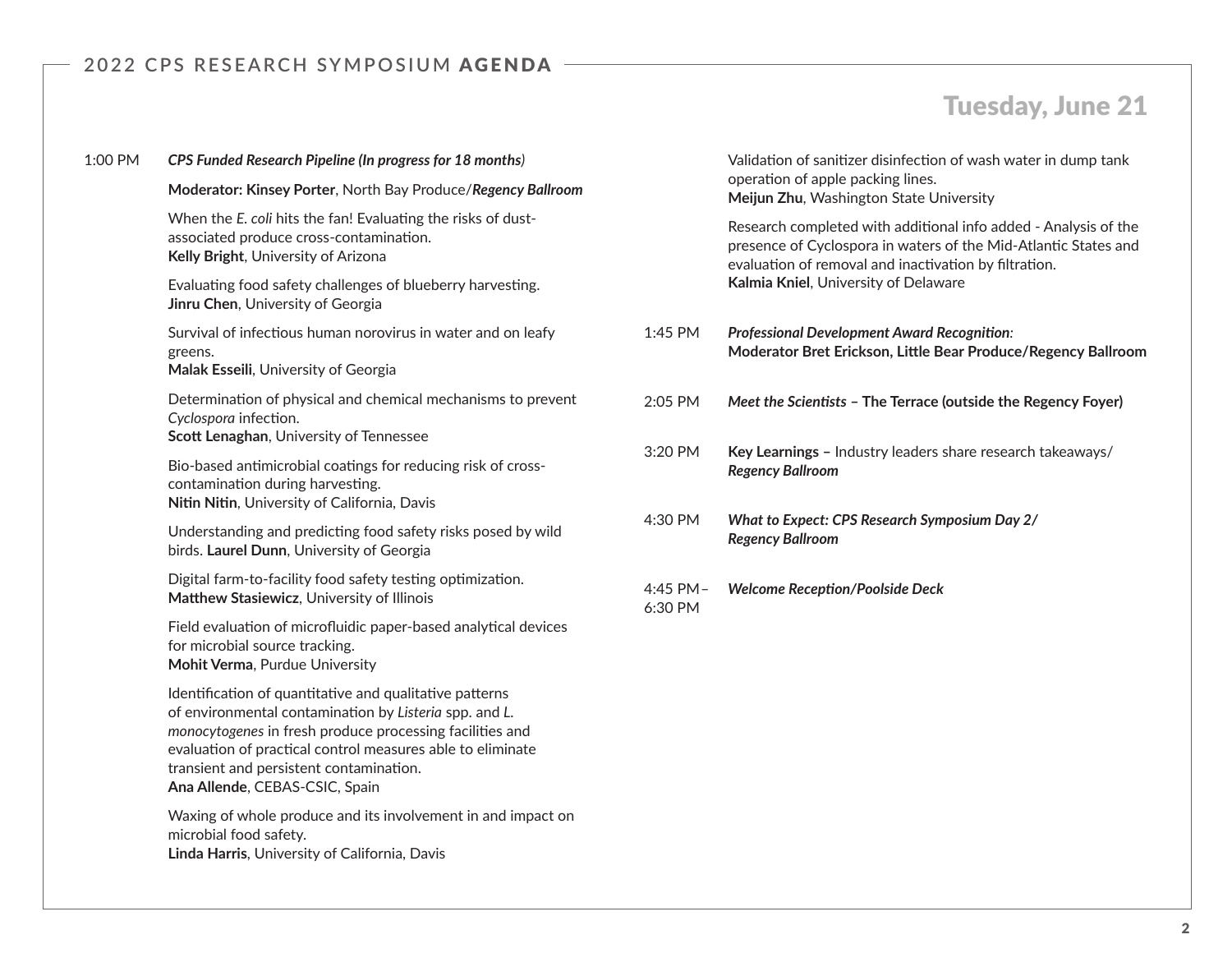## Tuesday, June 21

**1:00 PM** ***CPS Funded Research Pipeline (In progress for 18 months)***

**Moderator: Kinsey Porter**, North Bay Produce/***Regency Ballroom***

When the *E. coli* hits the fan! Evaluating the risks of dust-associated produce cross-contamination.
**Kelly Bright**, University of Arizona

Evaluating food safety challenges of blueberry harvesting.
**Jinru Chen**, University of Georgia

Survival of infectious human norovirus in water and on leafy greens.
**Malak Esseili**, University of Georgia

Determination of physical and chemical mechanisms to prevent *Cyclospora* infection.
**Scott Lenaghan**, University of Tennessee

Bio-based antimicrobial coatings for reducing risk of cross-contamination during harvesting.
**Nitin Nitin**, University of California, Davis

Understanding and predicting food safety risks posed by wild birds. **Laurel Dunn**, University of Georgia

Digital farm-to-facility food safety testing optimization.
**Matthew Stasiewicz**, University of Illinois

Field evaluation of microfluidic paper-based analytical devices for microbial source tracking.
**Mohit Verma**, Purdue University

Identification of quantitative and qualitative patterns of environmental contamination by *Listeria* spp. and *L. monocytogenes* in fresh produce processing facilities and evaluation of practical control measures able to eliminate transient and persistent contamination.
**Ana Allende**, CEBAS-CSIC, Spain

Waxing of whole produce and its involvement in and impact on microbial food safety.
**Linda Harris**, University of California, Davis

Validation of sanitizer disinfection of wash water in dump tank operation of apple packing lines.
**Meijun Zhu**, Washington State University

Research completed with additional info added - Analysis of the presence of Cyclospora in waters of the Mid-Atlantic States and evaluation of removal and inactivation by filtration.
**Kalmia Kniel**, University of Delaware

**1:45 PM** ***Professional Development Award Recognition:***
**Moderator Bret Erickson, Little Bear Produce/Regency Ballroom**

**2:05 PM** ***Meet the Scientists* – The Terrace (outside the Regency Foyer)**

**3:20 PM** **Key Learnings –** Industry leaders share research takeaways/ ***Regency Ballroom***

**4:30 PM** ***What to Expect: CPS Research Symposium Day 2/ Regency Ballroom***

**4:45 PM–6:30 PM** ***Welcome Reception/Poolside Deck***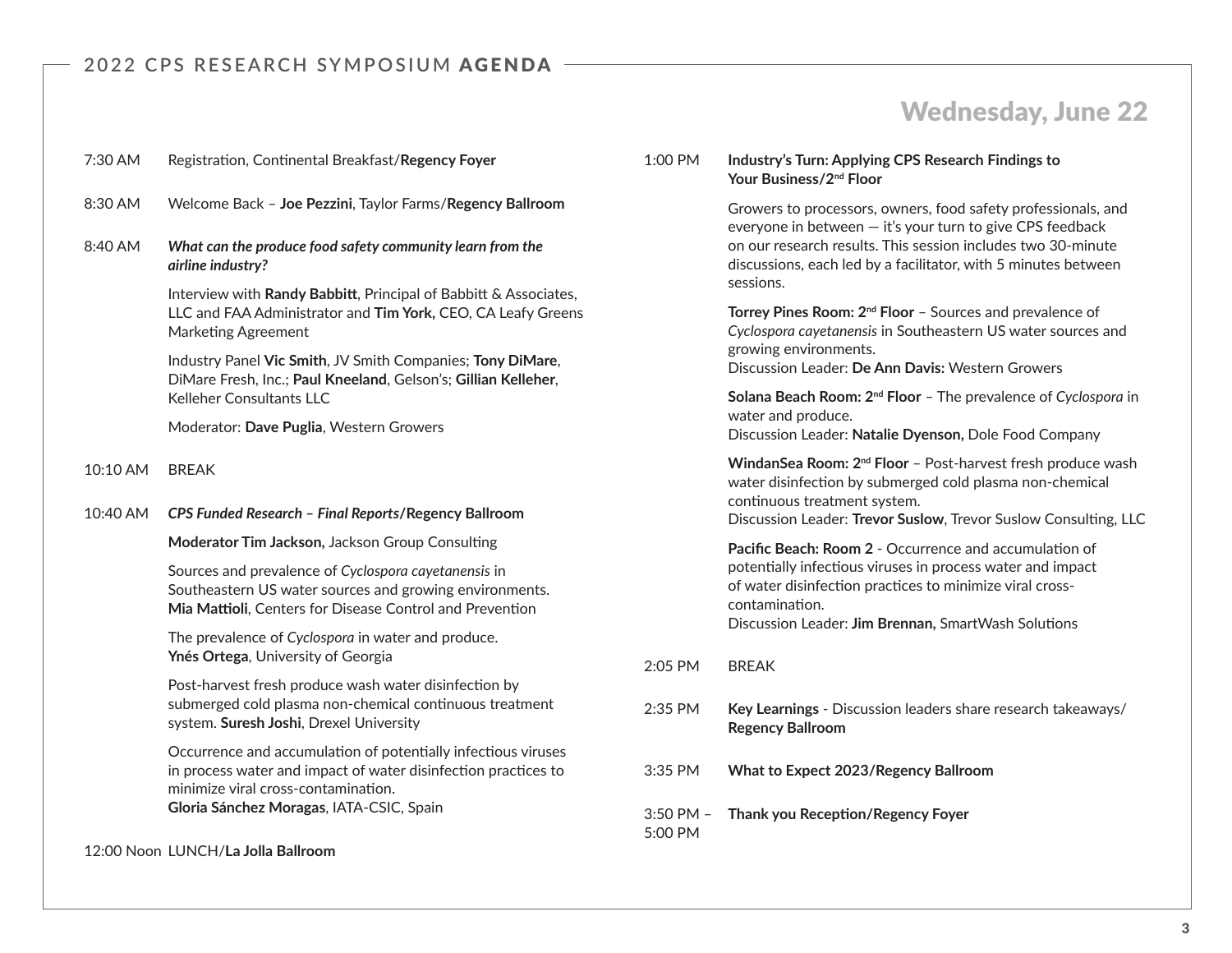## 2022 CPS RESEARCH SYMPOSIUM AGENDA

# Wednesday, June 22

7:30 AM Registration, Continental Breakfast/**Regency Foyer**

8:30 AM Welcome Back – **Joe Pezzini**, Taylor Farms/**Regency Ballroom**

8:40 AM ***What can the produce food safety community learn from the airline industry?***

Interview with **Randy Babbitt**, Principal of Babbitt & Associates, LLC and FAA Administrator and **Tim York,** CEO, CA Leafy Greens Marketing Agreement

Industry Panel **Vic Smith**, JV Smith Companies; **Tony DiMare**, DiMare Fresh, Inc.; **Paul Kneeland**, Gelson's; **Gillian Kelleher**, Kelleher Consultants LLC

Moderator: **Dave Puglia**, Western Growers

10:10 AM BREAK

10:40 AM ***CPS Funded Research – Final Reports*/Regency Ballroom**

**Moderator Tim Jackson,** Jackson Group Consulting

Sources and prevalence of *Cyclospora cayetanensis* in Southeastern US water sources and growing environments. **Mia Mattioli**, Centers for Disease Control and Prevention

The prevalence of *Cyclospora* in water and produce. **Ynés Ortega**, University of Georgia

Post-harvest fresh produce wash water disinfection by submerged cold plasma non-chemical continuous treatment system. **Suresh Joshi**, Drexel University

Occurrence and accumulation of potentially infectious viruses in process water and impact of water disinfection practices to minimize viral cross-contamination. **Gloria Sánchez Moragas**, IATA-CSIC, Spain

12:00 Noon LUNCH/**La Jolla Ballroom**

1:00 PM **Industry's Turn: Applying CPS Research Findings to Your Business/2nd Floor**

Growers to processors, owners, food safety professionals, and everyone in between — it's your turn to give CPS feedback on our research results. This session includes two 30-minute discussions, each led by a facilitator, with 5 minutes between sessions.

**Torrey Pines Room: 2nd Floor** – Sources and prevalence of *Cyclospora cayetanensis* in Southeastern US water sources and growing environments.
Discussion Leader: **De Ann Davis:** Western Growers

**Solana Beach Room: 2nd Floor** – The prevalence of *Cyclospora* in water and produce.
Discussion Leader: **Natalie Dyenson,** Dole Food Company

**WindanSea Room: 2nd Floor** – Post-harvest fresh produce wash water disinfection by submerged cold plasma non-chemical continuous treatment system.
Discussion Leader: **Trevor Suslow**, Trevor Suslow Consulting, LLC

**Pacific Beach: Room 2** - Occurrence and accumulation of potentially infectious viruses in process water and impact of water disinfection practices to minimize viral cross-contamination.
Discussion Leader: **Jim Brennan,** SmartWash Solutions

2:05 PM BREAK

2:35 PM **Key Learnings** - Discussion leaders share research takeaways/ **Regency Ballroom**

3:35 PM **What to Expect 2023/Regency Ballroom**

3:50 PM – 5:00 PM **Thank you Reception/Regency Foyer**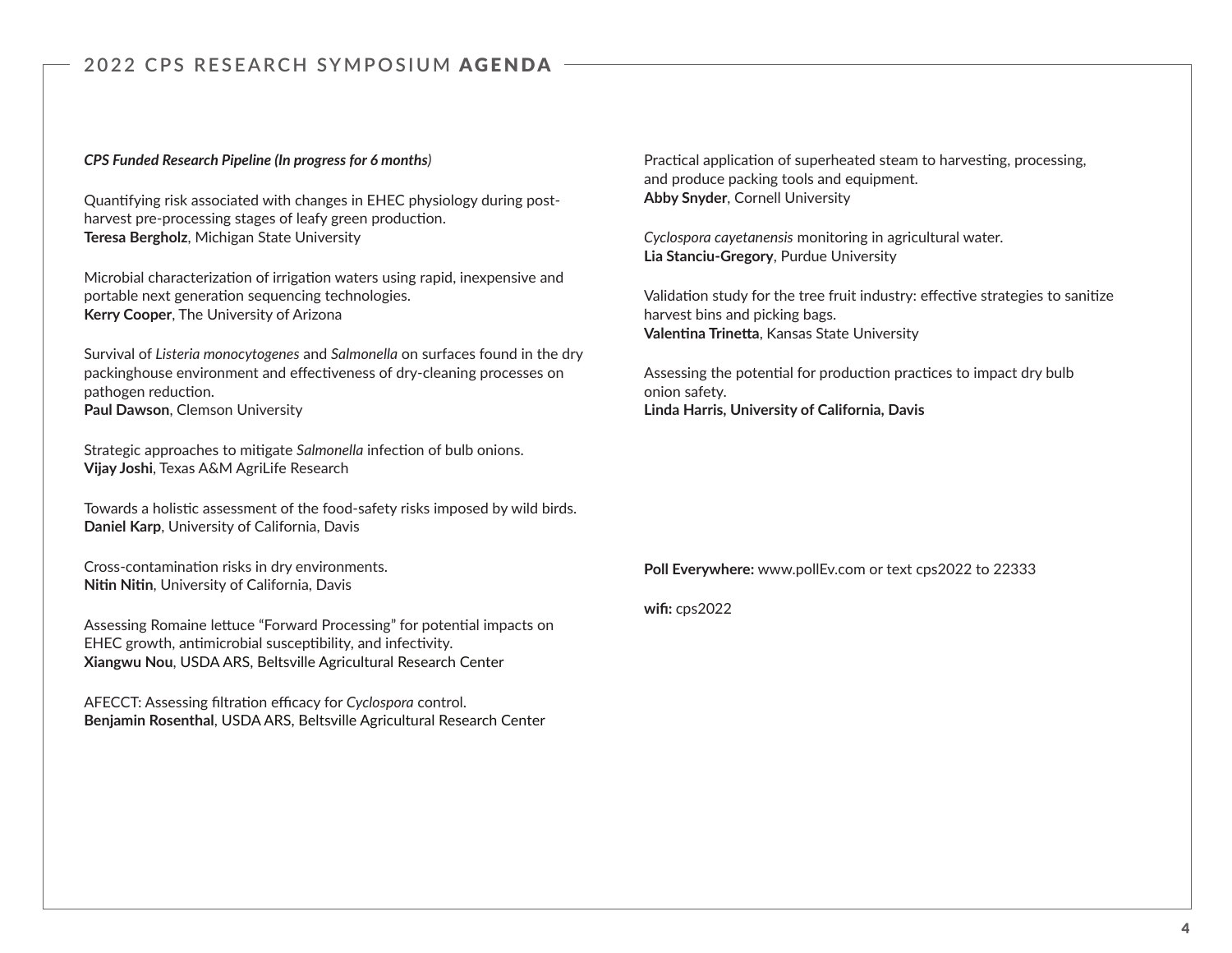## 2022 CPS RESEARCH SYMPOSIUM **AGENDA**

***CPS Funded Research Pipeline (In progress for 6 months***)

Quantifying risk associated with changes in EHEC physiology during post-harvest pre-processing stages of leafy green production.
**Teresa Bergholz**, Michigan State University

Microbial characterization of irrigation waters using rapid, inexpensive and portable next generation sequencing technologies.
**Kerry Cooper**, The University of Arizona

Survival of *Listeria monocytogenes* and *Salmonella* on surfaces found in the dry packinghouse environment and effectiveness of dry-cleaning processes on pathogen reduction.
**Paul Dawson**, Clemson University

Strategic approaches to mitigate *Salmonella* infection of bulb onions.
**Vijay Joshi**, Texas A&M AgriLife Research

Towards a holistic assessment of the food-safety risks imposed by wild birds.
**Daniel Karp**, University of California, Davis

Cross-contamination risks in dry environments.
**Nitin Nitin**, University of California, Davis

Assessing Romaine lettuce "Forward Processing" for potential impacts on EHEC growth, antimicrobial susceptibility, and infectivity.
**Xiangwu Nou**, USDA ARS, Beltsville Agricultural Research Center

AFECCT: Assessing filtration efficacy for *Cyclospora* control.
**Benjamin Rosenthal**, USDA ARS, Beltsville Agricultural Research Center

Practical application of superheated steam to harvesting, processing, and produce packing tools and equipment.
**Abby Snyder**, Cornell University

*Cyclospora cayetanensis* monitoring in agricultural water.
**Lia Stanciu-Gregory**, Purdue University

Validation study for the tree fruit industry: effective strategies to sanitize harvest bins and picking bags.
**Valentina Trinetta**, Kansas State University

Assessing the potential for production practices to impact dry bulb onion safety.
**Linda Harris, University of California, Davis**

**Poll Everywhere:** www.pollEv.com or text cps2022 to 22333

**wifi:** cps2022